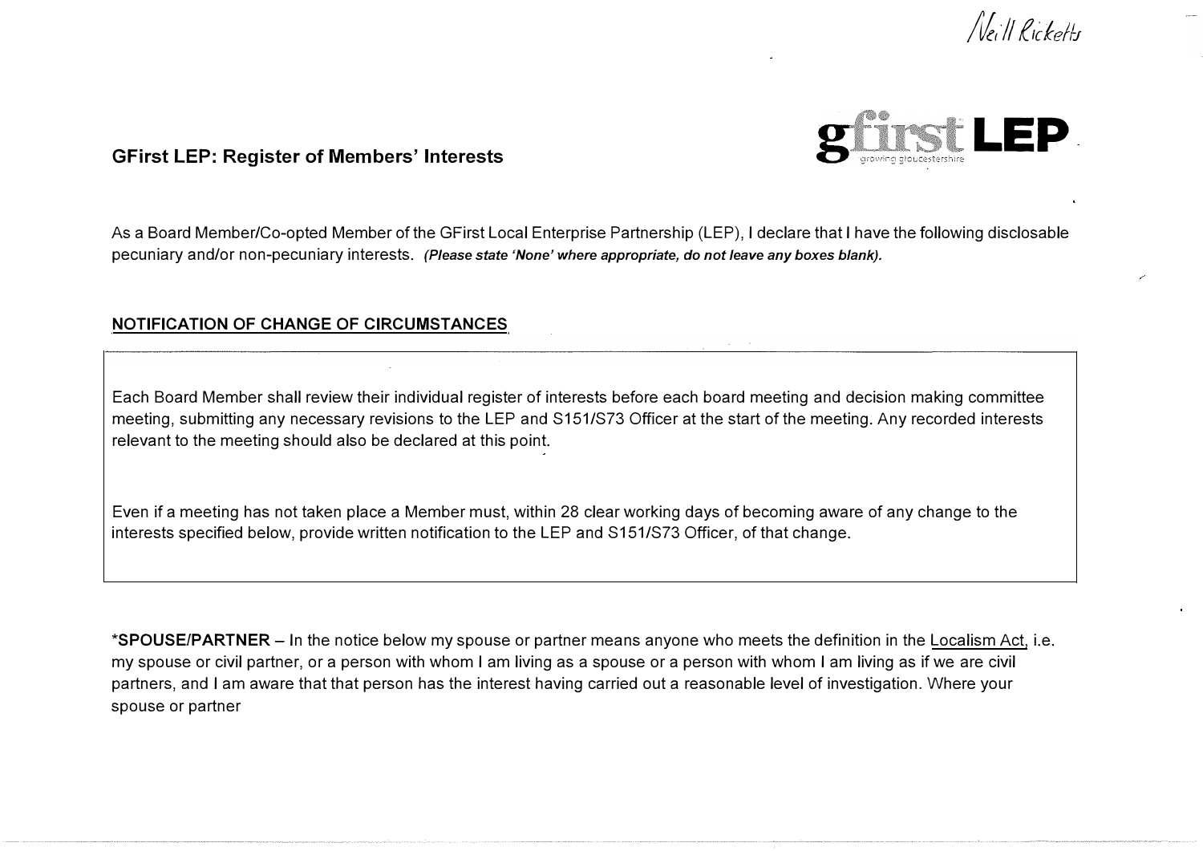Neill Ricketts

## GFirst LEP: Register of Members' Interests

As a Board Member/Co-opted Member of the GFirst Local Enterprise Partnership (LEP), I declare that I have the following disclosable pecuniary and/or non-pecuniary interests. ***(Please state 'None' where appropriate, do not leave any boxes blank).***

### NOTIFICATION OF CHANGE OF CIRCUMSTANCES

Each Board Member shall review their individual register of interests before each board meeting and decision making committee meeting, submitting any necessary revisions to the LEP and S151/S73 Officer at the start of the meeting. Any recorded interests relevant to the meeting should also be declared at this point.

Even if a meeting has not taken place a Member must, within 28 clear working days of becoming aware of any change to the interests specified below, provide written notification to the LEP and S151/S73 Officer, of that change.

***SPOUSE/PARTNER** – In the notice below my spouse or partner means anyone who meets the definition in the Localism Act, i.e. my spouse or civil partner, or a person with whom I am living as a spouse or a person with whom I am living as if we are civil partners, and I am aware that that person has the interest having carried out a reasonable level of investigation. Where your spouse or partner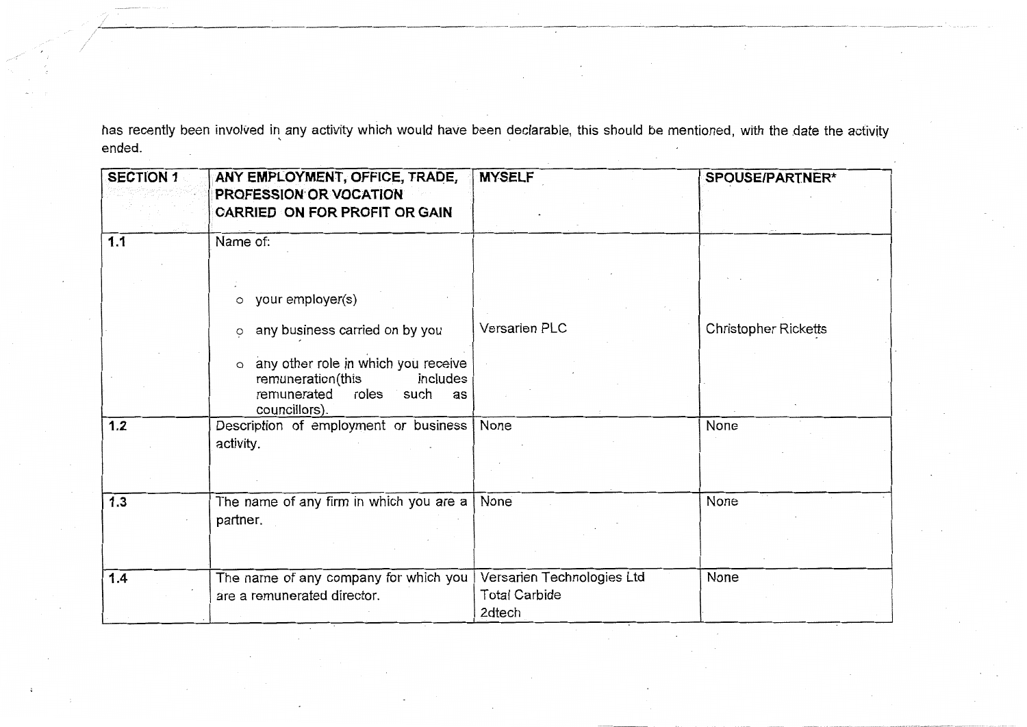has recently been involved in any activity which would have been declarable, this should be mentioned, with the date the activity ended.

| SECTION 1 | ANY EMPLOYMENT, OFFICE, TRADE, PROFESSION OR VOCATION CARRIED ON FOR PROFIT OR GAIN | MYSELF | SPOUSE/PARTNER* |
|---|---|---|---|
| 1.1 | Name of:<br><br>○ your employer(s)<br>○ any business carried on by you<br>○ any other role in which you receive remuneration(this includes remunerated roles such as councillors). | Versarien PLC | Christopher Ricketts |
| 1.2 | Description of employment or business activity. | None | None |
| 1.3 | The name of any firm in which you are a partner. | None | None |
| 1.4 | The name of any company for which you are a remunerated director. | Versarien Technologies Ltd<br>Total Carbide<br>2dtech | None |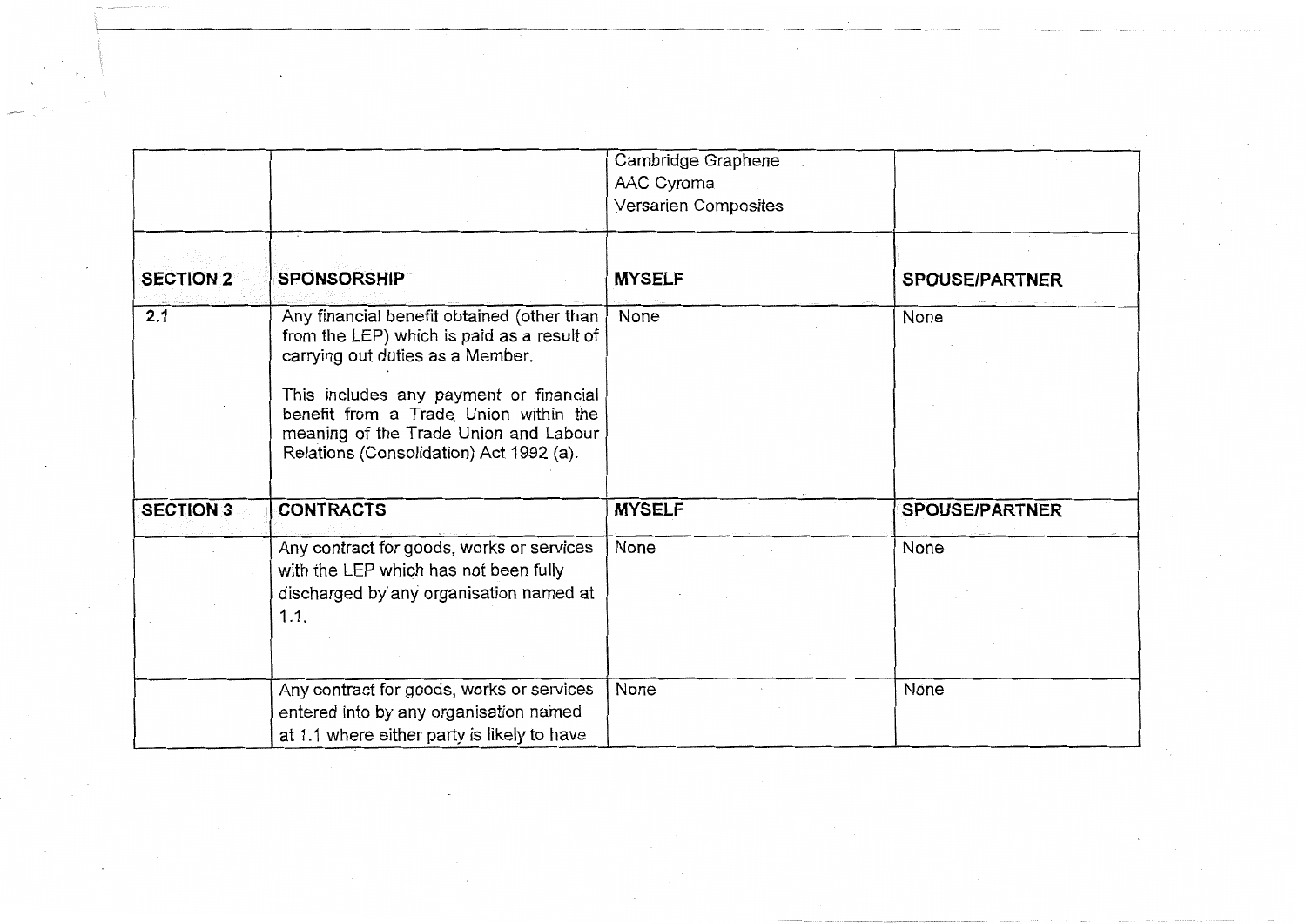| | | | |
|---|---|---|---|
| | | Cambridge Graphene<br>AAC Cyroma<br>Versarien Composites | |
| **SECTION 2** | **SPONSORSHIP** | **MYSELF** | **SPOUSE/PARTNER** |
| 2.1 | Any financial benefit obtained (other than from the LEP) which is paid as a result of carrying out duties as a Member.<br><br>This includes any payment or financial benefit from a Trade Union within the meaning of the Trade Union and Labour Relations (Consolidation) Act 1992 (a). | None | None |
| **SECTION 3** | **CONTRACTS** | **MYSELF** | **SPOUSE/PARTNER** |
| | Any contract for goods, works or services with the LEP which has not been fully discharged by any organisation named at 1.1. | None | None |
| | Any contract for goods, works or services entered into by any organisation named at 1.1 where either party is likely to have | None | None |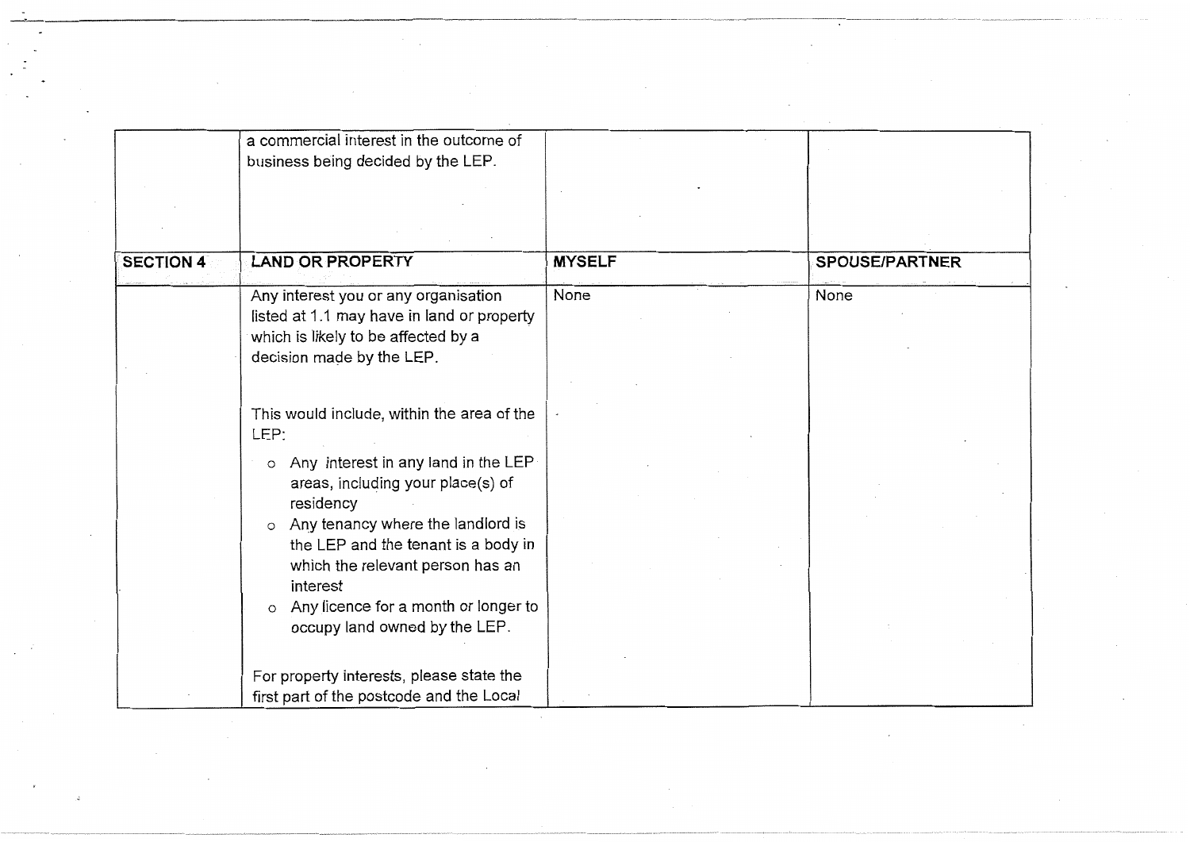| | | | |
|---|---|---|---|
| | a commercial interest in the outcome of business being decided by the LEP. | | |
| **SECTION 4** | **LAND OR PROPERTY** | **MYSELF** | **SPOUSE/PARTNER** |
| | Any interest you or any organisation listed at 1.1 may have in land or property which is likely to be affected by a decision made by the LEP.<br><br>This would include, within the area of the LEP:<br>o Any interest in any land in the LEP areas, including your place(s) of residency<br>o Any tenancy where the landlord is the LEP and the tenant is a body in which the relevant person has an interest<br>o Any licence for a month or longer to occupy land owned by the LEP.<br><br>For property interests, please state the first part of the postcode and the Local | None | None |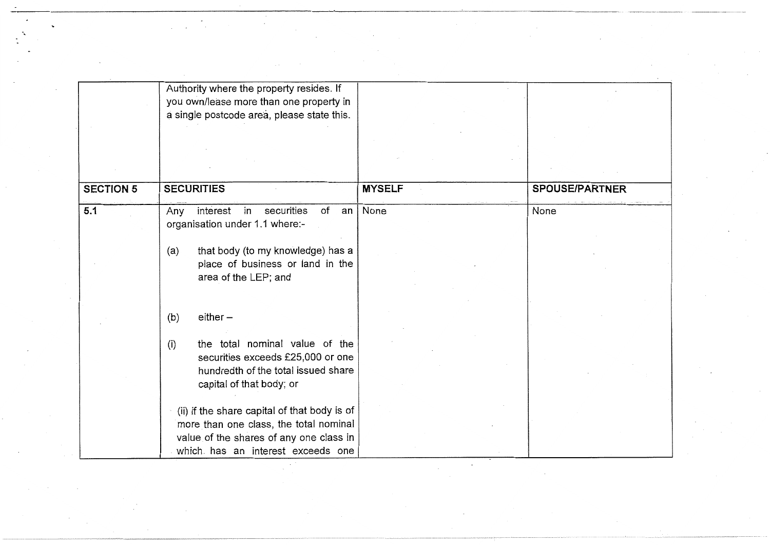| | Authority where the property resides. If you own/lease more than one property in a single postcode area, please state this. | | |
|---|---|---|---|
| **SECTION 5** | **SECURITIES** | **MYSELF** | **SPOUSE/PARTNER** |
| **5.1** | Any interest in securities of an organisation under 1.1 where:-<br><br>(a) that body (to my knowledge) has a place of business or land in the area of the LEP; and<br><br>(b) either –<br><br>(i) the total nominal value of the securities exceeds £25,000 or one hundredth of the total issued share capital of that body; or<br><br>(ii) if the share capital of that body is of more than one class, the total nominal value of the shares of any one class in which has an interest exceeds one | None | None |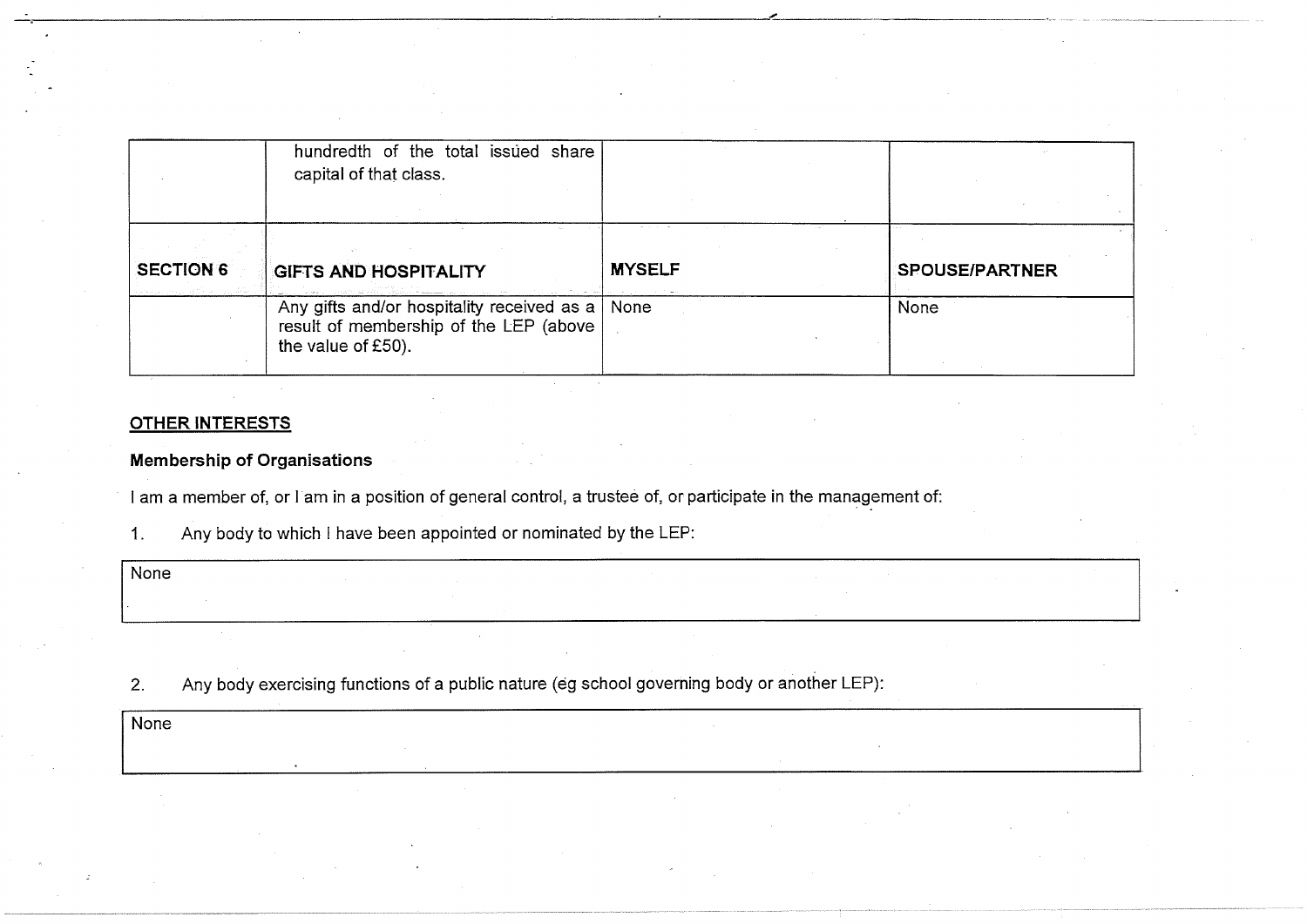| | hundredth of the total issued share capital of that class. | | |
|---|---|---|---|
| **SECTION 6** | **GIFTS AND HOSPITALITY** | **MYSELF** | **SPOUSE/PARTNER** |
| | Any gifts and/or hospitality received as a result of membership of the LEP (above the value of £50). | None | None |

## OTHER INTERESTS

**Membership of Organisations**

I am a member of, or I am in a position of general control, a trustee of, or participate in the management of:

1. Any body to which I have been appointed or nominated by the LEP:

| None |
|---|

2. Any body exercising functions of a public nature (eg school governing body or another LEP):

| None |
|---|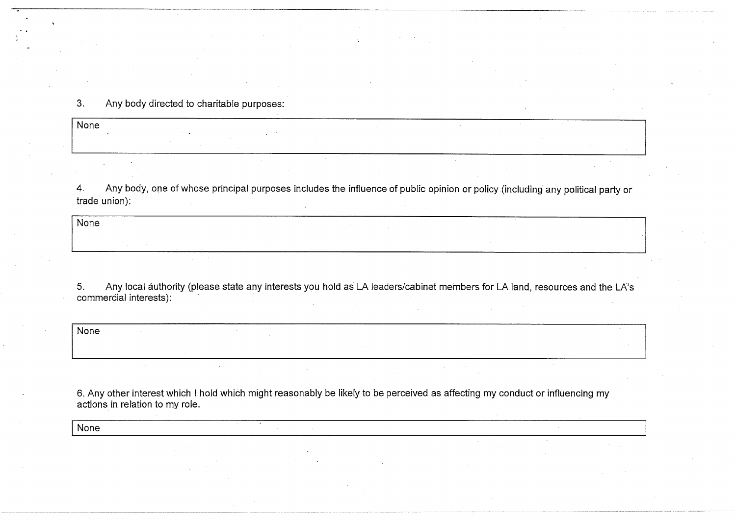3. Any body directed to charitable purposes:

| None |
|---|

4. Any body, one of whose principal purposes includes the influence of public opinion or policy (including any political party or trade union):

| None |
|---|

5. Any local authority (please state any interests you hold as LA leaders/cabinet members for LA land, resources and the LA's commercial interests):

| None |
|---|

6. Any other interest which I hold which might reasonably be likely to be perceived as affecting my conduct or influencing my actions in relation to my role.

| None |
|---|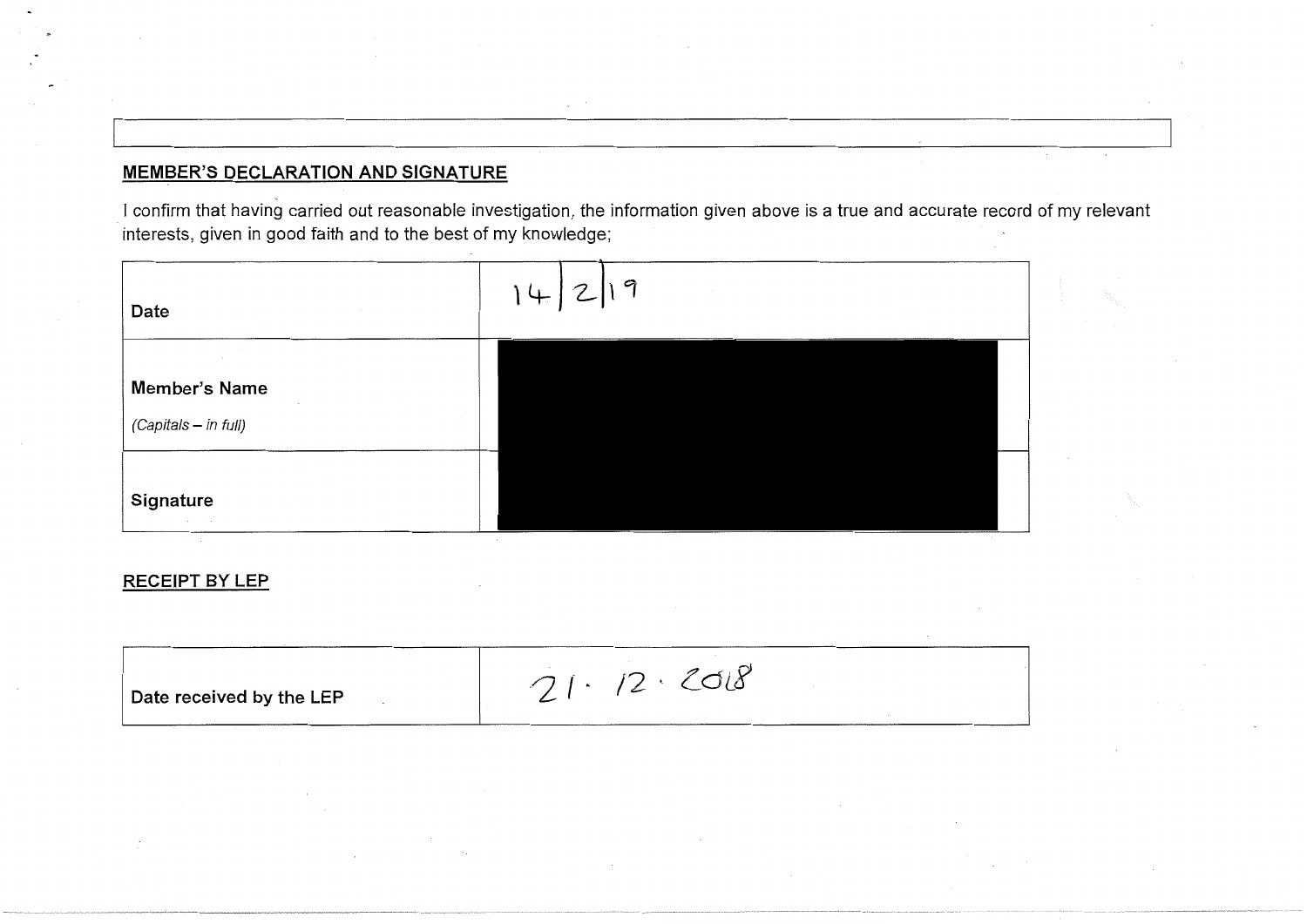## MEMBER'S DECLARATION AND SIGNATURE

I confirm that having carried out reasonable investigation, the information given above is a true and accurate record of my relevant interests, given in good faith and to the best of my knowledge;

| | |
|---|---|
| **Date** | 14/2/19 |
| **Member's Name** *(Capitals – in full)* | |
| **Signature** | |

## RECEIPT BY LEP

| | |
|---|---|
| **Date received by the LEP** | 21 . 12 . 2018 |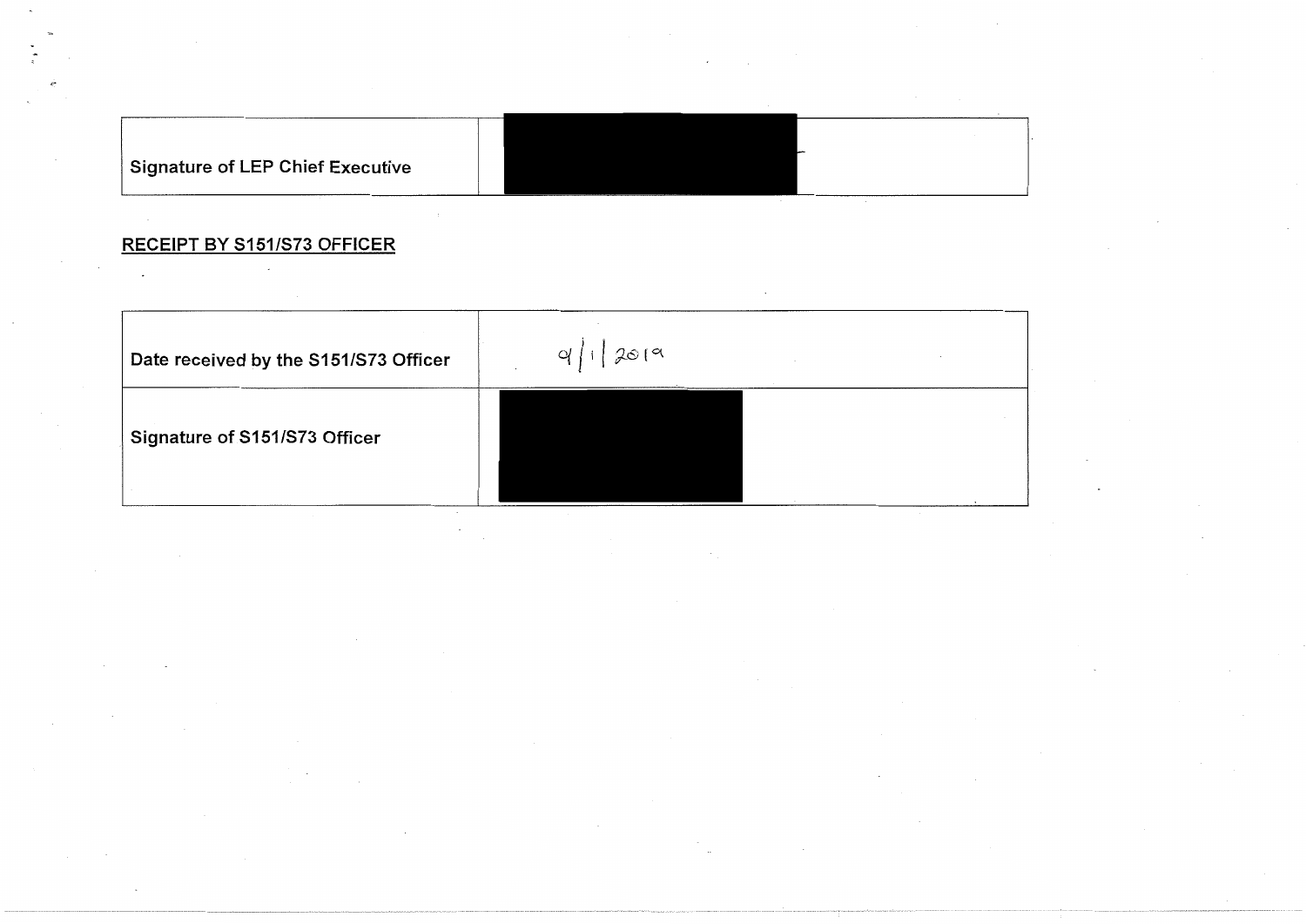| | |
|---|---|
| Signature of LEP Chief Executive | |

## RECEIPT BY S151/S73 OFFICER

| | |
|---|---|
| Date received by the S151/S73 Officer | 9/1/2019 |
| Signature of S151/S73 Officer | |